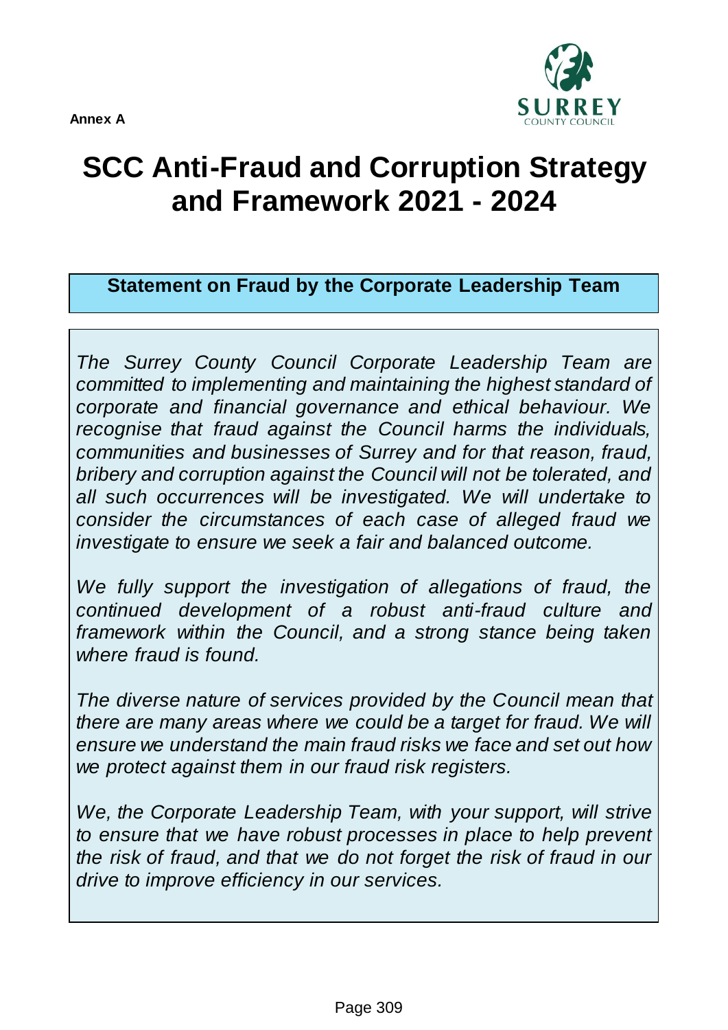**Annex A**

# SCC Anti-Fraud and Corruption Strategy and Framework 2021 - 2024

## Statement on Fraud by the Corporate Leadership Team

*The Surrey County Council Corporate Leadership Team are committed to implementing and maintaining the highest standard of corporate and financial governance and ethical behaviour. We recognise that fraud against the Council harms the individuals, communities and businesses of Surrey and for that reason, fraud, bribery and corruption against the Council will not be tolerated, and all such occurrences will be investigated. We will undertake to consider the circumstances of each case of alleged fraud we investigate to ensure we seek a fair and balanced outcome.*

*We fully support the investigation of allegations of fraud, the continued development of a robust anti-fraud culture and framework within the Council, and a strong stance being taken where fraud is found.*

*The diverse nature of services provided by the Council mean that there are many areas where we could be a target for fraud. We will ensure we understand the main fraud risks we face and set out how we protect against them in our fraud risk registers.*

*We, the Corporate Leadership Team, with your support, will strive to ensure that we have robust processes in place to help prevent the risk of fraud, and that we do not forget the risk of fraud in our drive to improve efficiency in our services.*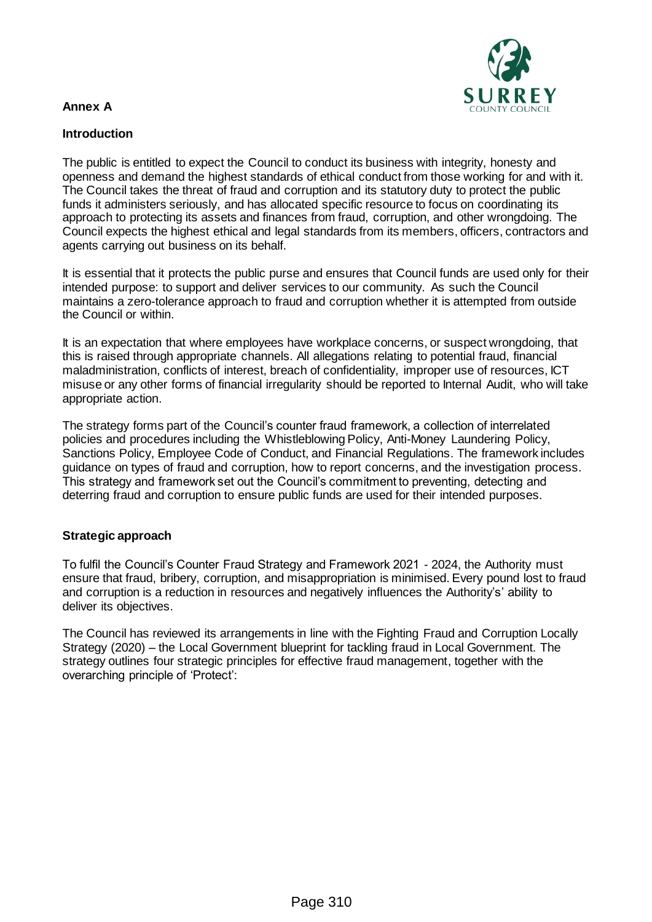**Annex A**

**Introduction**

The public is entitled to expect the Council to conduct its business with integrity, honesty and openness and demand the highest standards of ethical conduct from those working for and with it. The Council takes the threat of fraud and corruption and its statutory duty to protect the public funds it administers seriously, and has allocated specific resource to focus on coordinating its approach to protecting its assets and finances from fraud, corruption, and other wrongdoing. The Council expects the highest ethical and legal standards from its members, officers, contractors and agents carrying out business on its behalf.

It is essential that it protects the public purse and ensures that Council funds are used only for their intended purpose: to support and deliver services to our community. As such the Council maintains a zero-tolerance approach to fraud and corruption whether it is attempted from outside the Council or within.

It is an expectation that where employees have workplace concerns, or suspect wrongdoing, that this is raised through appropriate channels. All allegations relating to potential fraud, financial maladministration, conflicts of interest, breach of confidentiality, improper use of resources, ICT misuse or any other forms of financial irregularity should be reported to Internal Audit, who will take appropriate action.

The strategy forms part of the Council's counter fraud framework, a collection of interrelated policies and procedures including the Whistleblowing Policy, Anti-Money Laundering Policy, Sanctions Policy, Employee Code of Conduct, and Financial Regulations. The framework includes guidance on types of fraud and corruption, how to report concerns, and the investigation process. This strategy and framework set out the Council's commitment to preventing, detecting and deterring fraud and corruption to ensure public funds are used for their intended purposes.

**Strategic approach**

To fulfil the Council's Counter Fraud Strategy and Framework 2021 - 2024, the Authority must ensure that fraud, bribery, corruption, and misappropriation is minimised. Every pound lost to fraud and corruption is a reduction in resources and negatively influences the Authority's' ability to deliver its objectives.

The Council has reviewed its arrangements in line with the Fighting Fraud and Corruption Locally Strategy (2020) – the Local Government blueprint for tackling fraud in Local Government. The strategy outlines four strategic principles for effective fraud management, together with the overarching principle of 'Protect':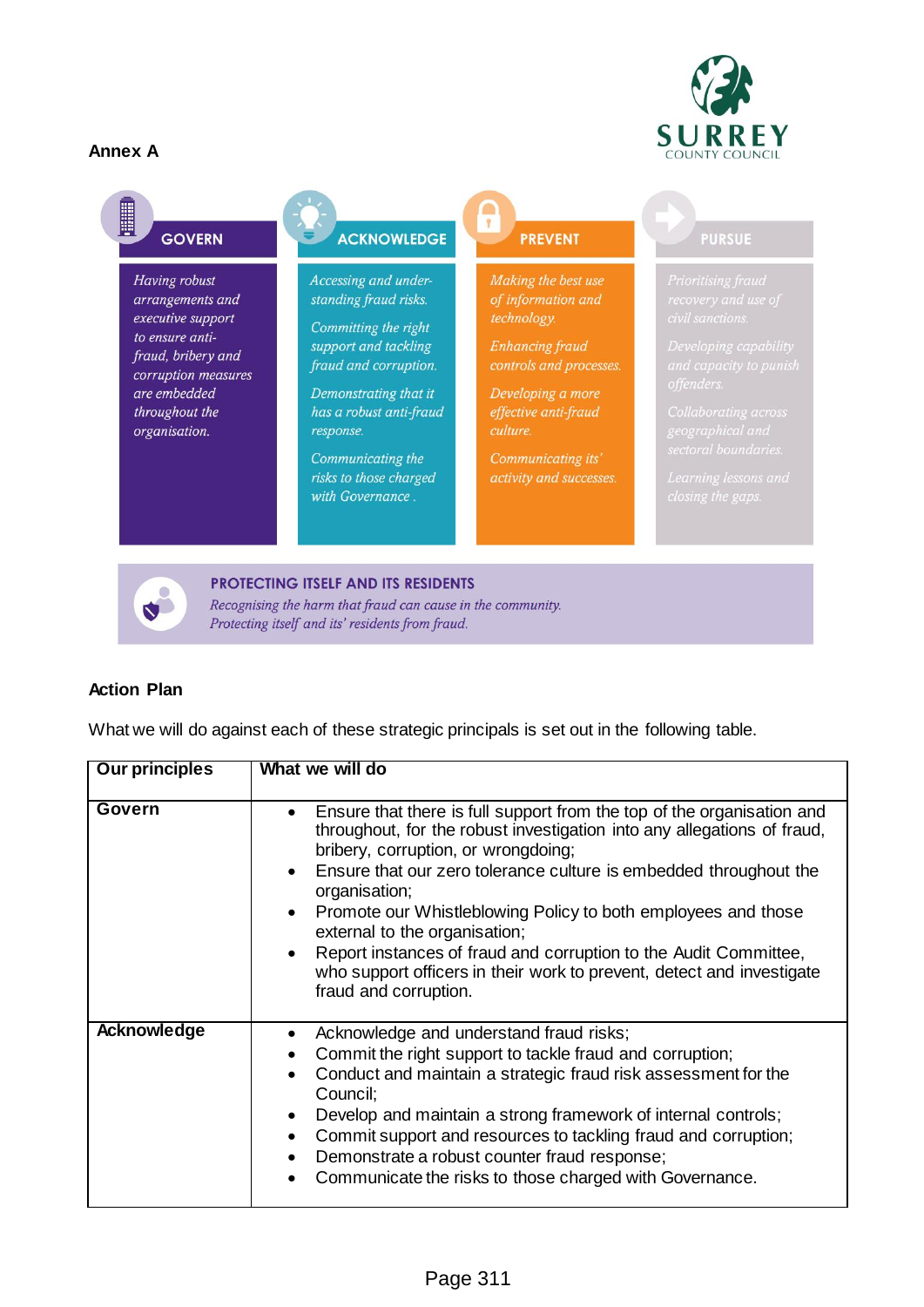**Annex A**

**GOVERN**

*Having robust arrangements and executive support to ensure anti-fraud, bribery and corruption measures are embedded throughout the organisation.*

**ACKNOWLEDGE**

*Accessing and understanding fraud risks.*

*Committing the right support and tackling fraud and corruption.*

*Demonstrating that it has a robust anti-fraud response.*

*Communicating the risks to those charged with Governance .*

**PREVENT**

*Making the best use of information and technology.*

*Enhancing fraud controls and processes.*

*Developing a more effective anti-fraud culture.*

*Communicating its' activity and successes.*

**PURSUE**

*Prioritising fraud recovery and use of civil sanctions.*

*Developing capability and capacity to punish offenders.*

*Collaborating across geographical and sectoral boundaries.*

*Learning lessons and closing the gaps.*

**PROTECTING ITSELF AND ITS RESIDENTS**

*Recognising the harm that fraud can cause in the community.*
*Protecting itself and its' residents from fraud.*

**Action Plan**

What we will do against each of these strategic principals is set out in the following table.

| Our principles | What we will do |
|---|---|
| **Govern** | • Ensure that there is full support from the top of the organisation and throughout, for the robust investigation into any allegations of fraud, bribery, corruption, or wrongdoing;<br>• Ensure that our zero tolerance culture is embedded throughout the organisation;<br>• Promote our Whistleblowing Policy to both employees and those external to the organisation;<br>• Report instances of fraud and corruption to the Audit Committee, who support officers in their work to prevent, detect and investigate fraud and corruption. |
| **Acknowledge** | • Acknowledge and understand fraud risks;<br>• Commit the right support to tackle fraud and corruption;<br>• Conduct and maintain a strategic fraud risk assessment for the Council;<br>• Develop and maintain a strong framework of internal controls;<br>• Commit support and resources to tackling fraud and corruption;<br>• Demonstrate a robust counter fraud response;<br>• Communicate the risks to those charged with Governance. |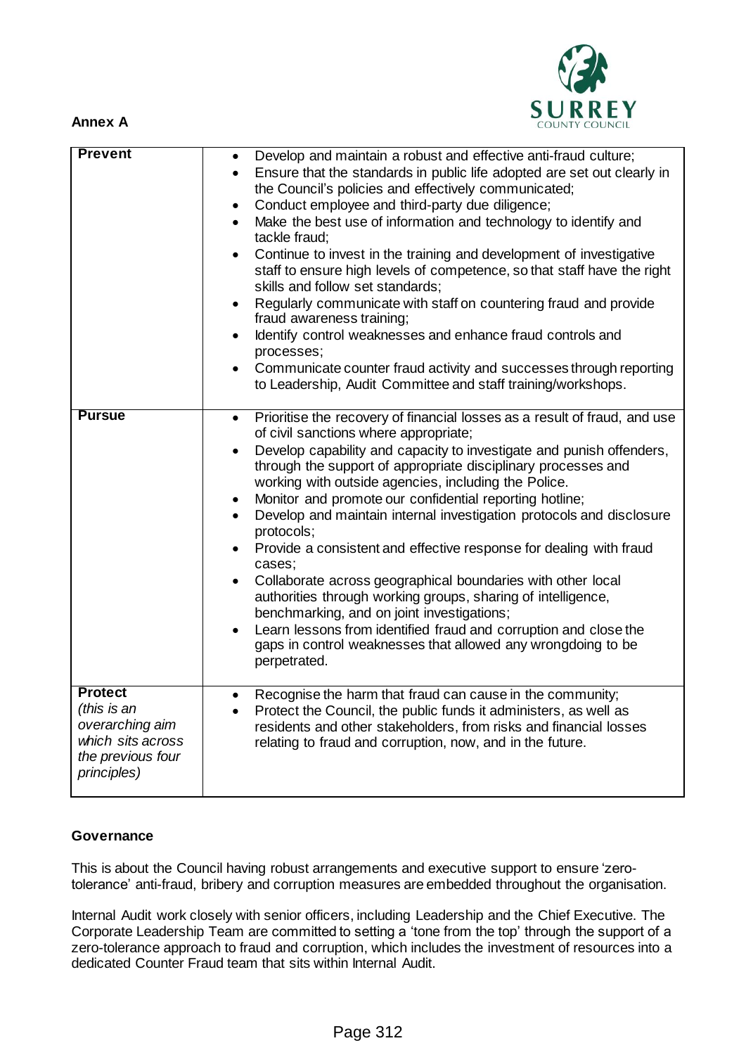**Annex A**

| | |
|---|---|
| **Prevent** | • Develop and maintain a robust and effective anti-fraud culture;<br>• Ensure that the standards in public life adopted are set out clearly in the Council's policies and effectively communicated;<br>• Conduct employee and third-party due diligence;<br>• Make the best use of information and technology to identify and tackle fraud;<br>• Continue to invest in the training and development of investigative staff to ensure high levels of competence, so that staff have the right skills and follow set standards;<br>• Regularly communicate with staff on countering fraud and provide fraud awareness training;<br>• Identify control weaknesses and enhance fraud controls and processes;<br>• Communicate counter fraud activity and successes through reporting to Leadership, Audit Committee and staff training/workshops. |
| **Pursue** | • Prioritise the recovery of financial losses as a result of fraud, and use of civil sanctions where appropriate;<br>• Develop capability and capacity to investigate and punish offenders, through the support of appropriate disciplinary processes and working with outside agencies, including the Police.<br>• Monitor and promote our confidential reporting hotline;<br>• Develop and maintain internal investigation protocols and disclosure protocols;<br>• Provide a consistent and effective response for dealing with fraud cases;<br>• Collaborate across geographical boundaries with other local authorities through working groups, sharing of intelligence, benchmarking, and on joint investigations;<br>• Learn lessons from identified fraud and corruption and close the gaps in control weaknesses that allowed any wrongdoing to be perpetrated. |
| **Protect** *(this is an overarching aim which sits across the previous four principles)* | • Recognise the harm that fraud can cause in the community;<br>• Protect the Council, the public funds it administers, as well as residents and other stakeholders, from risks and financial losses relating to fraud and corruption, now, and in the future. |

**Governance**

This is about the Council having robust arrangements and executive support to ensure 'zero-tolerance' anti-fraud, bribery and corruption measures are embedded throughout the organisation.

Internal Audit work closely with senior officers, including Leadership and the Chief Executive. The Corporate Leadership Team are committed to setting a 'tone from the top' through the support of a zero-tolerance approach to fraud and corruption, which includes the investment of resources into a dedicated Counter Fraud team that sits within Internal Audit.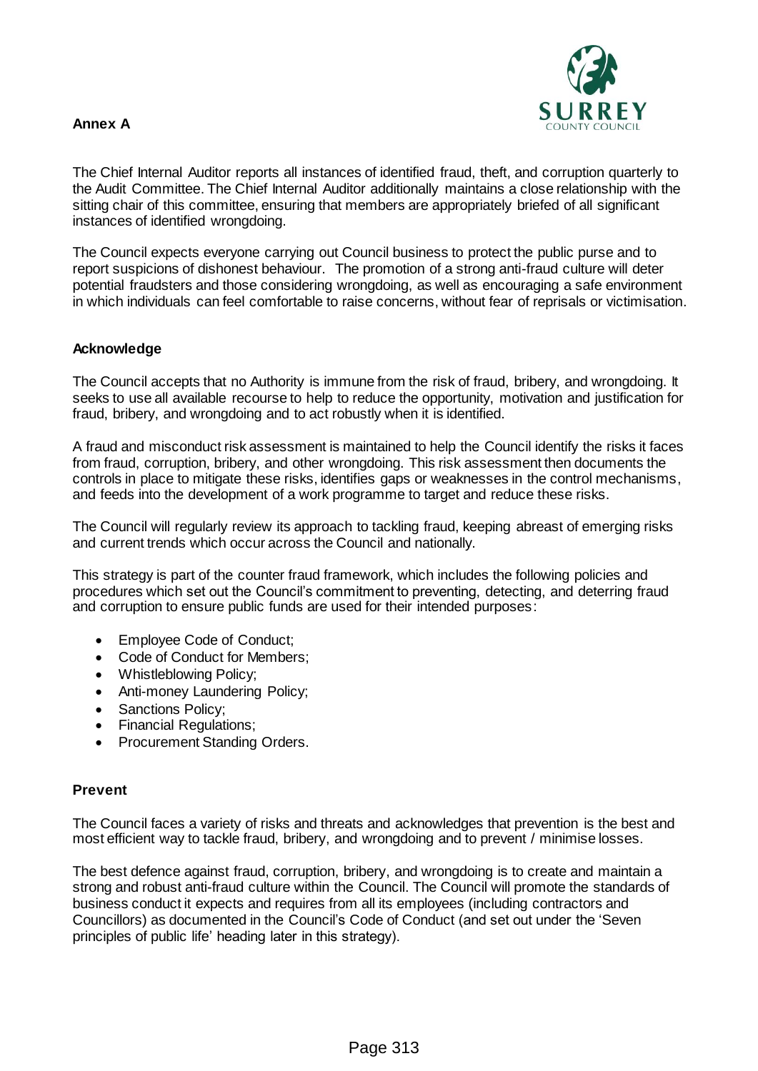**Annex A**

The Chief Internal Auditor reports all instances of identified fraud, theft, and corruption quarterly to the Audit Committee. The Chief Internal Auditor additionally maintains a close relationship with the sitting chair of this committee, ensuring that members are appropriately briefed of all significant instances of identified wrongdoing.

The Council expects everyone carrying out Council business to protect the public purse and to report suspicions of dishonest behaviour. The promotion of a strong anti-fraud culture will deter potential fraudsters and those considering wrongdoing, as well as encouraging a safe environment in which individuals can feel comfortable to raise concerns, without fear of reprisals or victimisation.

## Acknowledge

The Council accepts that no Authority is immune from the risk of fraud, bribery, and wrongdoing. It seeks to use all available recourse to help to reduce the opportunity, motivation and justification for fraud, bribery, and wrongdoing and to act robustly when it is identified.

A fraud and misconduct risk assessment is maintained to help the Council identify the risks it faces from fraud, corruption, bribery, and other wrongdoing. This risk assessment then documents the controls in place to mitigate these risks, identifies gaps or weaknesses in the control mechanisms, and feeds into the development of a work programme to target and reduce these risks.

The Council will regularly review its approach to tackling fraud, keeping abreast of emerging risks and current trends which occur across the Council and nationally.

This strategy is part of the counter fraud framework, which includes the following policies and procedures which set out the Council's commitment to preventing, detecting, and deterring fraud and corruption to ensure public funds are used for their intended purposes:

- Employee Code of Conduct;
- Code of Conduct for Members;
- Whistleblowing Policy;
- Anti-money Laundering Policy;
- Sanctions Policy;
- Financial Regulations;
- Procurement Standing Orders.

## Prevent

The Council faces a variety of risks and threats and acknowledges that prevention is the best and most efficient way to tackle fraud, bribery, and wrongdoing and to prevent / minimise losses.

The best defence against fraud, corruption, bribery, and wrongdoing is to create and maintain a strong and robust anti-fraud culture within the Council. The Council will promote the standards of business conduct it expects and requires from all its employees (including contractors and Councillors) as documented in the Council's Code of Conduct (and set out under the 'Seven principles of public life' heading later in this strategy).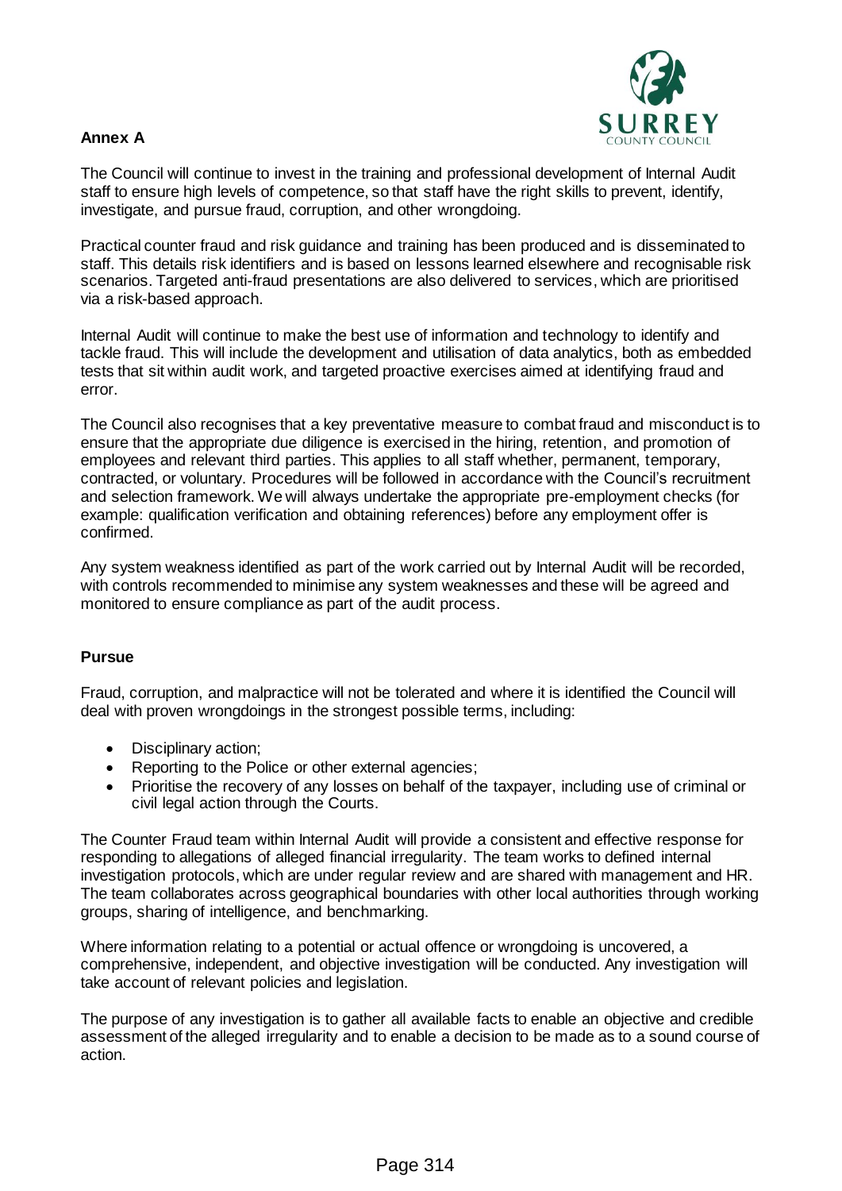**Annex A**

The Council will continue to invest in the training and professional development of Internal Audit staff to ensure high levels of competence, so that staff have the right skills to prevent, identify, investigate, and pursue fraud, corruption, and other wrongdoing.

Practical counter fraud and risk guidance and training has been produced and is disseminated to staff. This details risk identifiers and is based on lessons learned elsewhere and recognisable risk scenarios. Targeted anti-fraud presentations are also delivered to services, which are prioritised via a risk-based approach.

Internal Audit will continue to make the best use of information and technology to identify and tackle fraud. This will include the development and utilisation of data analytics, both as embedded tests that sit within audit work, and targeted proactive exercises aimed at identifying fraud and error.

The Council also recognises that a key preventative measure to combat fraud and misconduct is to ensure that the appropriate due diligence is exercised in the hiring, retention, and promotion of employees and relevant third parties. This applies to all staff whether, permanent, temporary, contracted, or voluntary. Procedures will be followed in accordance with the Council's recruitment and selection framework. We will always undertake the appropriate pre-employment checks (for example: qualification verification and obtaining references) before any employment offer is confirmed.

Any system weakness identified as part of the work carried out by Internal Audit will be recorded, with controls recommended to minimise any system weaknesses and these will be agreed and monitored to ensure compliance as part of the audit process.

**Pursue**

Fraud, corruption, and malpractice will not be tolerated and where it is identified the Council will deal with proven wrongdoings in the strongest possible terms, including:

- Disciplinary action;
- Reporting to the Police or other external agencies;
- Prioritise the recovery of any losses on behalf of the taxpayer, including use of criminal or civil legal action through the Courts.

The Counter Fraud team within Internal Audit will provide a consistent and effective response for responding to allegations of alleged financial irregularity. The team works to defined internal investigation protocols, which are under regular review and are shared with management and HR. The team collaborates across geographical boundaries with other local authorities through working groups, sharing of intelligence, and benchmarking.

Where information relating to a potential or actual offence or wrongdoing is uncovered, a comprehensive, independent, and objective investigation will be conducted. Any investigation will take account of relevant policies and legislation.

The purpose of any investigation is to gather all available facts to enable an objective and credible assessment of the alleged irregularity and to enable a decision to be made as to a sound course of action.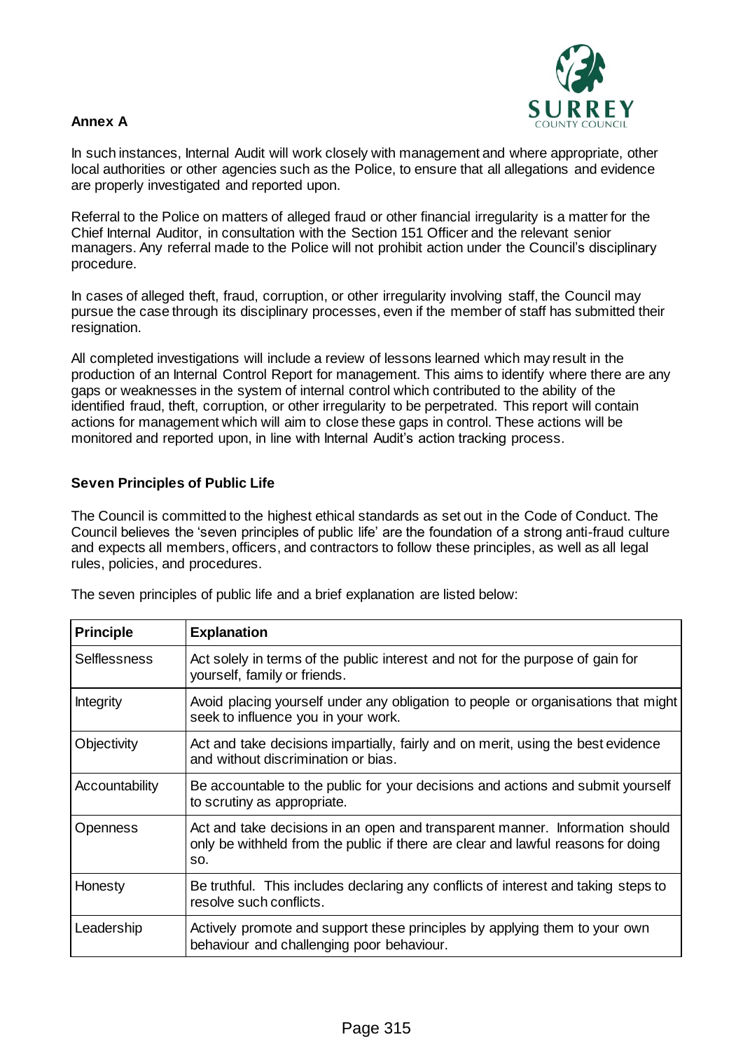**Annex A**

In such instances, Internal Audit will work closely with management and where appropriate, other local authorities or other agencies such as the Police, to ensure that all allegations and evidence are properly investigated and reported upon.

Referral to the Police on matters of alleged fraud or other financial irregularity is a matter for the Chief Internal Auditor, in consultation with the Section 151 Officer and the relevant senior managers. Any referral made to the Police will not prohibit action under the Council's disciplinary procedure.

In cases of alleged theft, fraud, corruption, or other irregularity involving staff, the Council may pursue the case through its disciplinary processes, even if the member of staff has submitted their resignation.

All completed investigations will include a review of lessons learned which may result in the production of an Internal Control Report for management. This aims to identify where there are any gaps or weaknesses in the system of internal control which contributed to the ability of the identified fraud, theft, corruption, or other irregularity to be perpetrated. This report will contain actions for management which will aim to close these gaps in control. These actions will be monitored and reported upon, in line with Internal Audit's action tracking process.

**Seven Principles of Public Life**

The Council is committed to the highest ethical standards as set out in the Code of Conduct. The Council believes the 'seven principles of public life' are the foundation of a strong anti-fraud culture and expects all members, officers, and contractors to follow these principles, as well as all legal rules, policies, and procedures.

The seven principles of public life and a brief explanation are listed below:

| Principle | Explanation |
|---|---|
| Selflessness | Act solely in terms of the public interest and not for the purpose of gain for yourself, family or friends. |
| Integrity | Avoid placing yourself under any obligation to people or organisations that might seek to influence you in your work. |
| Objectivity | Act and take decisions impartially, fairly and on merit, using the best evidence and without discrimination or bias. |
| Accountability | Be accountable to the public for your decisions and actions and submit yourself to scrutiny as appropriate. |
| Openness | Act and take decisions in an open and transparent manner. Information should only be withheld from the public if there are clear and lawful reasons for doing so. |
| Honesty | Be truthful. This includes declaring any conflicts of interest and taking steps to resolve such conflicts. |
| Leadership | Actively promote and support these principles by applying them to your own behaviour and challenging poor behaviour. |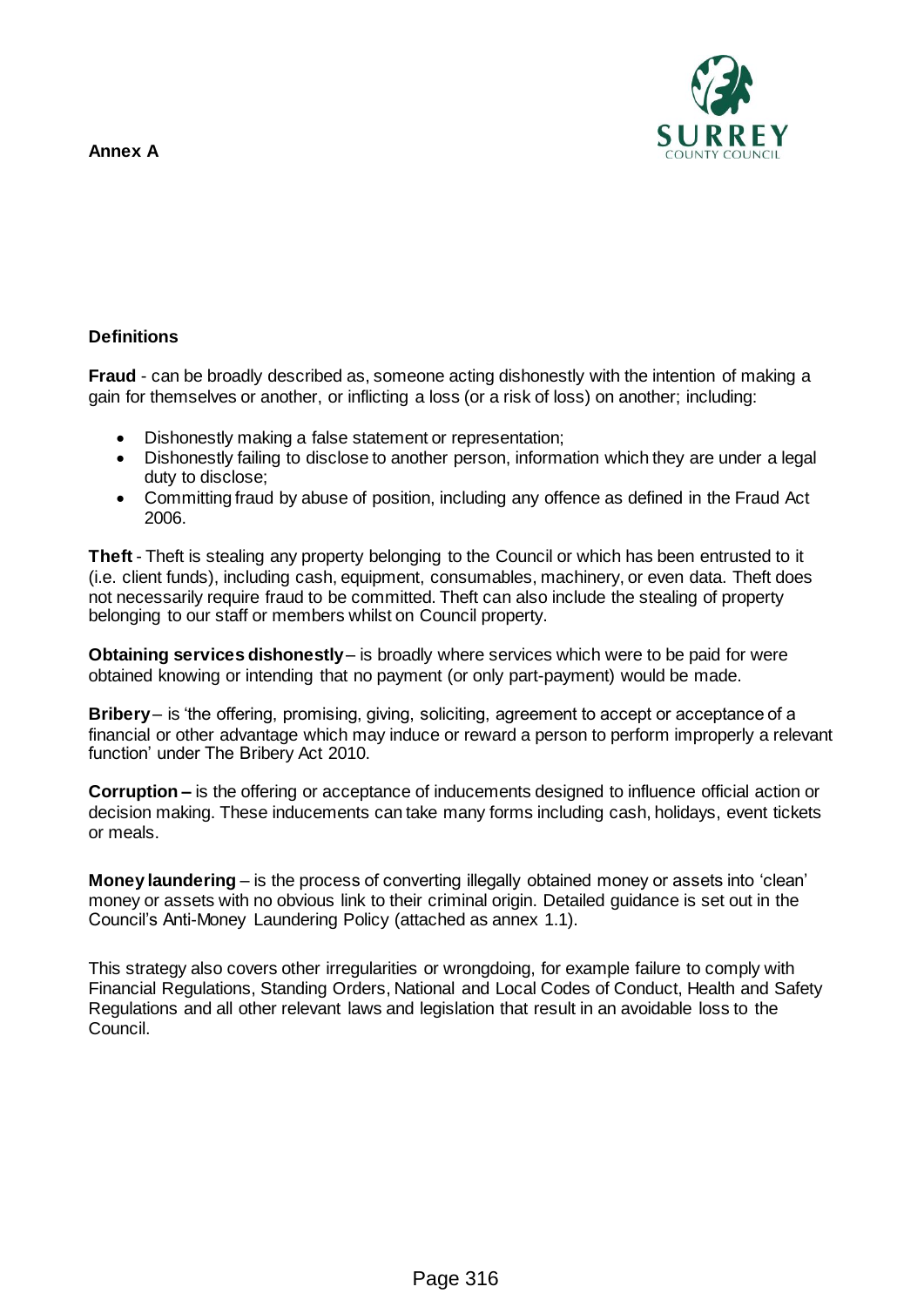**Annex A**

## Definitions

**Fraud** - can be broadly described as, someone acting dishonestly with the intention of making a gain for themselves or another, or inflicting a loss (or a risk of loss) on another; including:

- Dishonestly making a false statement or representation;
- Dishonestly failing to disclose to another person, information which they are under a legal duty to disclose;
- Committing fraud by abuse of position, including any offence as defined in the Fraud Act 2006.

**Theft** - Theft is stealing any property belonging to the Council or which has been entrusted to it (i.e. client funds), including cash, equipment, consumables, machinery, or even data. Theft does not necessarily require fraud to be committed. Theft can also include the stealing of property belonging to our staff or members whilst on Council property.

**Obtaining services dishonestly** – is broadly where services which were to be paid for were obtained knowing or intending that no payment (or only part-payment) would be made.

**Bribery** – is 'the offering, promising, giving, soliciting, agreement to accept or acceptance of a financial or other advantage which may induce or reward a person to perform improperly a relevant function' under The Bribery Act 2010.

**Corruption –** is the offering or acceptance of inducements designed to influence official action or decision making. These inducements can take many forms including cash, holidays, event tickets or meals.

**Money laundering** – is the process of converting illegally obtained money or assets into 'clean' money or assets with no obvious link to their criminal origin. Detailed guidance is set out in the Council's Anti-Money Laundering Policy (attached as annex 1.1).

This strategy also covers other irregularities or wrongdoing, for example failure to comply with Financial Regulations, Standing Orders, National and Local Codes of Conduct, Health and Safety Regulations and all other relevant laws and legislation that result in an avoidable loss to the Council.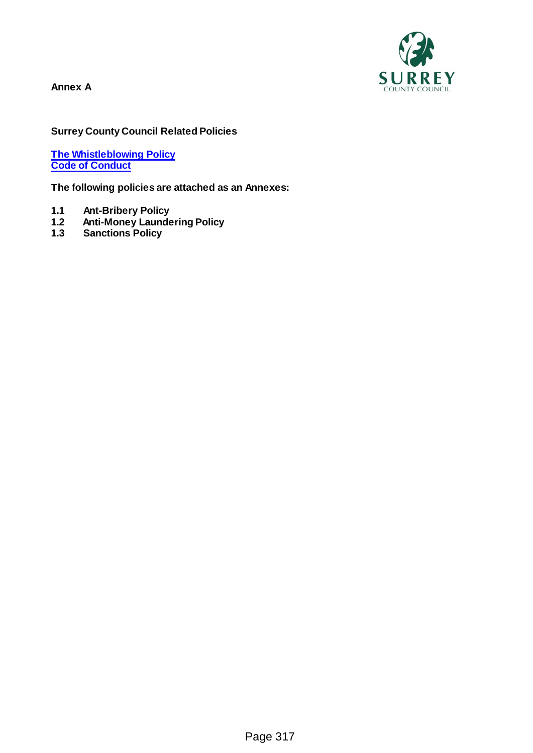**Annex A**

**Surrey County Council Related Policies**

**[The Whistleblowing Policy]**
**[Code of Conduct]**

**The following policies are attached as an Annexes:**

**1.1 Ant-Bribery Policy**
**1.2 Anti-Money Laundering Policy**
**1.3 Sanctions Policy**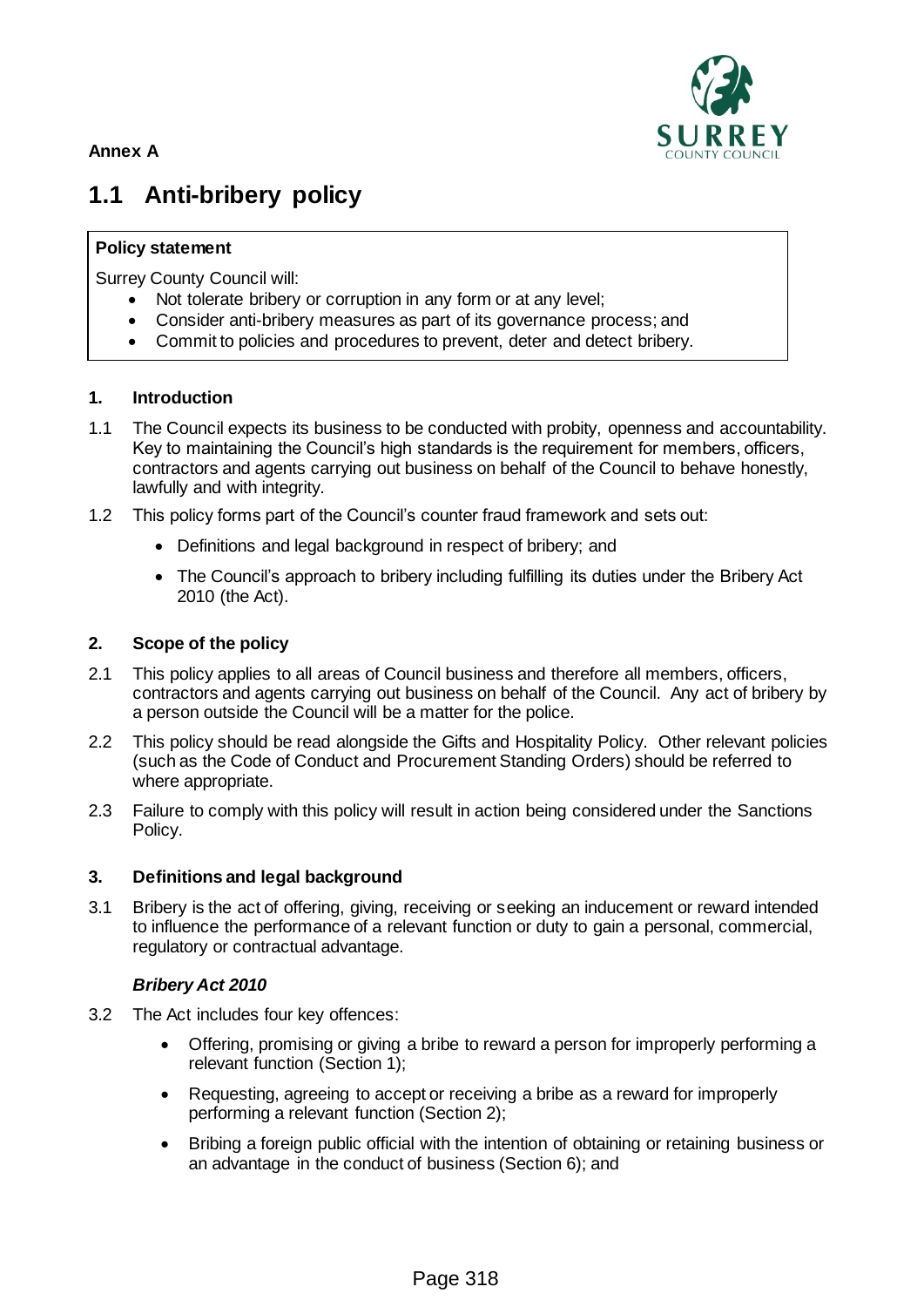**Annex A**

# 1.1 Anti-bribery policy

**Policy statement**

Surrey County Council will:

- Not tolerate bribery or corruption in any form or at any level;
- Consider anti-bribery measures as part of its governance process; and
- Commit to policies and procedures to prevent, deter and detect bribery.

## 1. Introduction

1.1 The Council expects its business to be conducted with probity, openness and accountability. Key to maintaining the Council's high standards is the requirement for members, officers, contractors and agents carrying out business on behalf of the Council to behave honestly, lawfully and with integrity.

1.2 This policy forms part of the Council's counter fraud framework and sets out:

- Definitions and legal background in respect of bribery; and
- The Council's approach to bribery including fulfilling its duties under the Bribery Act 2010 (the Act).

## 2. Scope of the policy

2.1 This policy applies to all areas of Council business and therefore all members, officers, contractors and agents carrying out business on behalf of the Council. Any act of bribery by a person outside the Council will be a matter for the police.

2.2 This policy should be read alongside the Gifts and Hospitality Policy. Other relevant policies (such as the Code of Conduct and Procurement Standing Orders) should be referred to where appropriate.

2.3 Failure to comply with this policy will result in action being considered under the Sanctions Policy.

## 3. Definitions and legal background

3.1 Bribery is the act of offering, giving, receiving or seeking an inducement or reward intended to influence the performance of a relevant function or duty to gain a personal, commercial, regulatory or contractual advantage.

***Bribery Act 2010***

3.2 The Act includes four key offences:

- Offering, promising or giving a bribe to reward a person for improperly performing a relevant function (Section 1);
- Requesting, agreeing to accept or receiving a bribe as a reward for improperly performing a relevant function (Section 2);
- Bribing a foreign public official with the intention of obtaining or retaining business or an advantage in the conduct of business (Section 6); and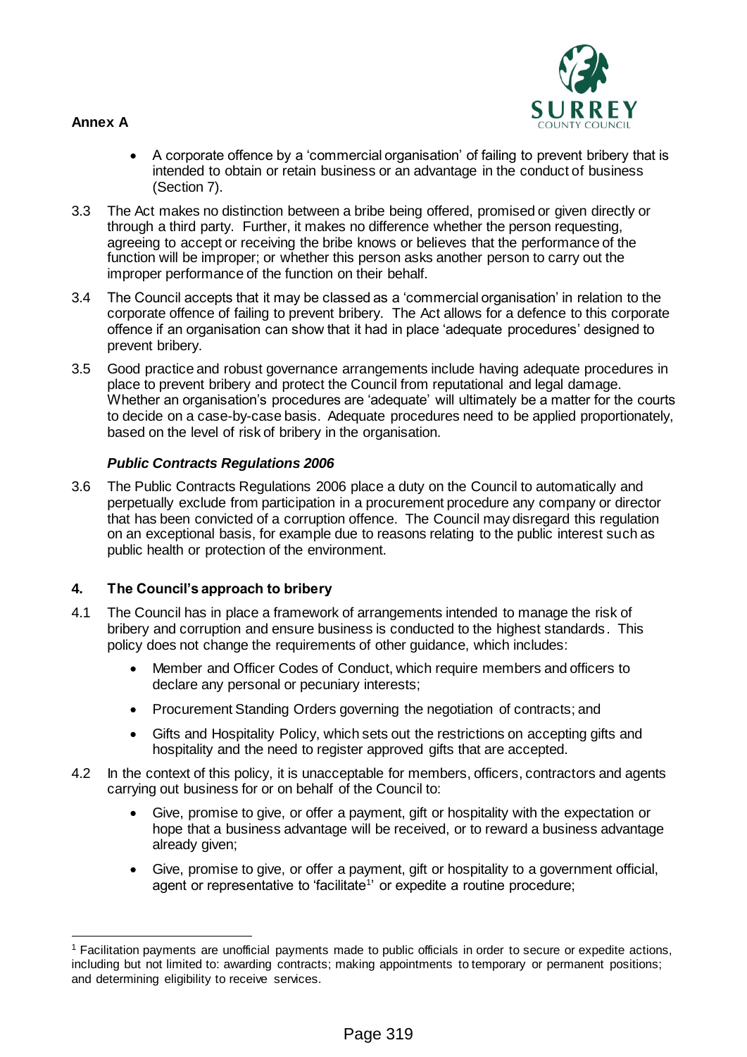**Annex A**

- A corporate offence by a 'commercial organisation' of failing to prevent bribery that is intended to obtain or retain business or an advantage in the conduct of business (Section 7).

3.3 The Act makes no distinction between a bribe being offered, promised or given directly or through a third party. Further, it makes no difference whether the person requesting, agreeing to accept or receiving the bribe knows or believes that the performance of the function will be improper; or whether this person asks another person to carry out the improper performance of the function on their behalf.

3.4 The Council accepts that it may be classed as a 'commercial organisation' in relation to the corporate offence of failing to prevent bribery. The Act allows for a defence to this corporate offence if an organisation can show that it had in place 'adequate procedures' designed to prevent bribery.

3.5 Good practice and robust governance arrangements include having adequate procedures in place to prevent bribery and protect the Council from reputational and legal damage. Whether an organisation's procedures are 'adequate' will ultimately be a matter for the courts to decide on a case-by-case basis. Adequate procedures need to be applied proportionately, based on the level of risk of bribery in the organisation.

***Public Contracts Regulations 2006***

3.6 The Public Contracts Regulations 2006 place a duty on the Council to automatically and perpetually exclude from participation in a procurement procedure any company or director that has been convicted of a corruption offence. The Council may disregard this regulation on an exceptional basis, for example due to reasons relating to the public interest such as public health or protection of the environment.

## 4. The Council's approach to bribery

4.1 The Council has in place a framework of arrangements intended to manage the risk of bribery and corruption and ensure business is conducted to the highest standards. This policy does not change the requirements of other guidance, which includes:

- Member and Officer Codes of Conduct, which require members and officers to declare any personal or pecuniary interests;
- Procurement Standing Orders governing the negotiation of contracts; and
- Gifts and Hospitality Policy, which sets out the restrictions on accepting gifts and hospitality and the need to register approved gifts that are accepted.

4.2 In the context of this policy, it is unacceptable for members, officers, contractors and agents carrying out business for or on behalf of the Council to:

- Give, promise to give, or offer a payment, gift or hospitality with the expectation or hope that a business advantage will be received, or to reward a business advantage already given;
- Give, promise to give, or offer a payment, gift or hospitality to a government official, agent or representative to 'facilitate[1]' or expedite a routine procedure;

[1] Facilitation payments are unofficial payments made to public officials in order to secure or expedite actions, including but not limited to: awarding contracts; making appointments to temporary or permanent positions; and determining eligibility to receive services.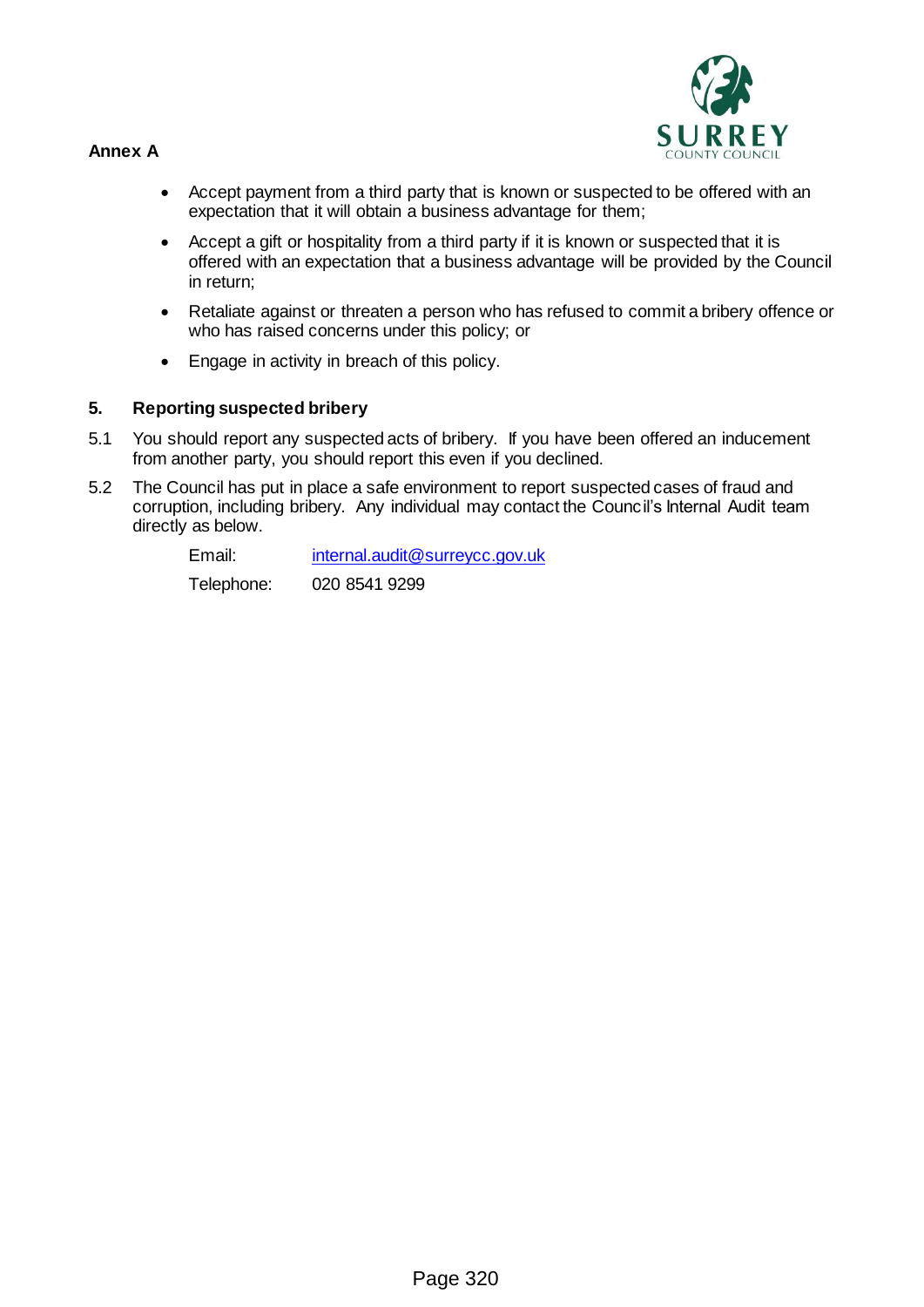**Annex A**

- Accept payment from a third party that is known or suspected to be offered with an expectation that it will obtain a business advantage for them;
- Accept a gift or hospitality from a third party if it is known or suspected that it is offered with an expectation that a business advantage will be provided by the Council in return;
- Retaliate against or threaten a person who has refused to commit a bribery offence or who has raised concerns under this policy; or
- Engage in activity in breach of this policy.

## 5. Reporting suspected bribery

5.1 You should report any suspected acts of bribery. If you have been offered an inducement from another party, you should report this even if you declined.

5.2 The Council has put in place a safe environment to report suspected cases of fraud and corruption, including bribery. Any individual may contact the Council's Internal Audit team directly as below.

Email: internal.audit@surreycc.gov.uk

Telephone: 020 8541 9299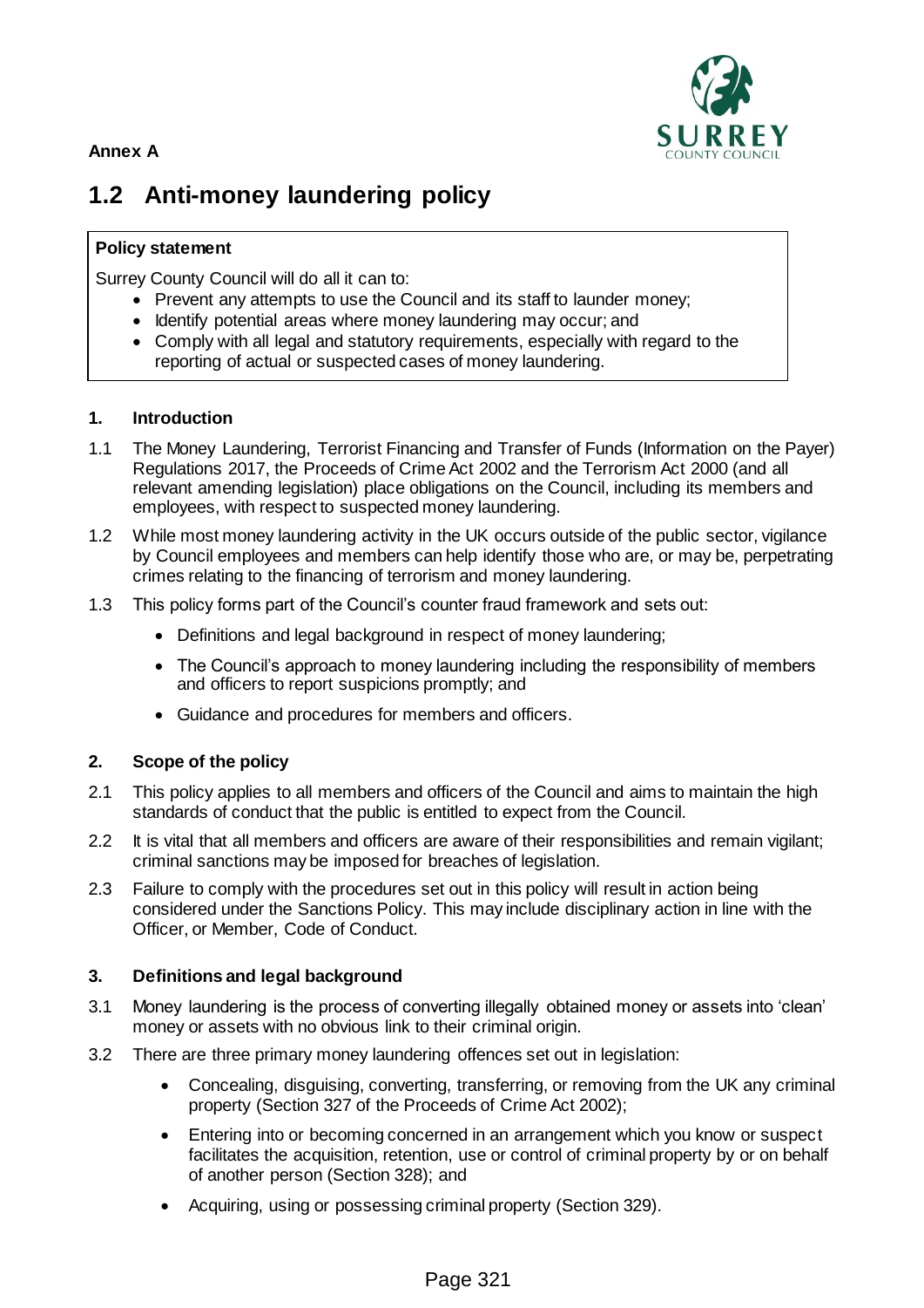**Annex A**

# 1.2 Anti-money laundering policy

**Policy statement**

Surrey County Council will do all it can to:

- Prevent any attempts to use the Council and its staff to launder money;
- Identify potential areas where money laundering may occur; and
- Comply with all legal and statutory requirements, especially with regard to the reporting of actual or suspected cases of money laundering.

## 1. Introduction

1.1 The Money Laundering, Terrorist Financing and Transfer of Funds (Information on the Payer) Regulations 2017, the Proceeds of Crime Act 2002 and the Terrorism Act 2000 (and all relevant amending legislation) place obligations on the Council, including its members and employees, with respect to suspected money laundering.

1.2 While most money laundering activity in the UK occurs outside of the public sector, vigilance by Council employees and members can help identify those who are, or may be, perpetrating crimes relating to the financing of terrorism and money laundering.

1.3 This policy forms part of the Council's counter fraud framework and sets out:

- Definitions and legal background in respect of money laundering;
- The Council's approach to money laundering including the responsibility of members and officers to report suspicions promptly; and
- Guidance and procedures for members and officers.

## 2. Scope of the policy

2.1 This policy applies to all members and officers of the Council and aims to maintain the high standards of conduct that the public is entitled to expect from the Council.

2.2 It is vital that all members and officers are aware of their responsibilities and remain vigilant; criminal sanctions may be imposed for breaches of legislation.

2.3 Failure to comply with the procedures set out in this policy will result in action being considered under the Sanctions Policy. This may include disciplinary action in line with the Officer, or Member, Code of Conduct.

## 3. Definitions and legal background

3.1 Money laundering is the process of converting illegally obtained money or assets into 'clean' money or assets with no obvious link to their criminal origin.

3.2 There are three primary money laundering offences set out in legislation:

- Concealing, disguising, converting, transferring, or removing from the UK any criminal property (Section 327 of the Proceeds of Crime Act 2002);
- Entering into or becoming concerned in an arrangement which you know or suspect facilitates the acquisition, retention, use or control of criminal property by or on behalf of another person (Section 328); and
- Acquiring, using or possessing criminal property (Section 329).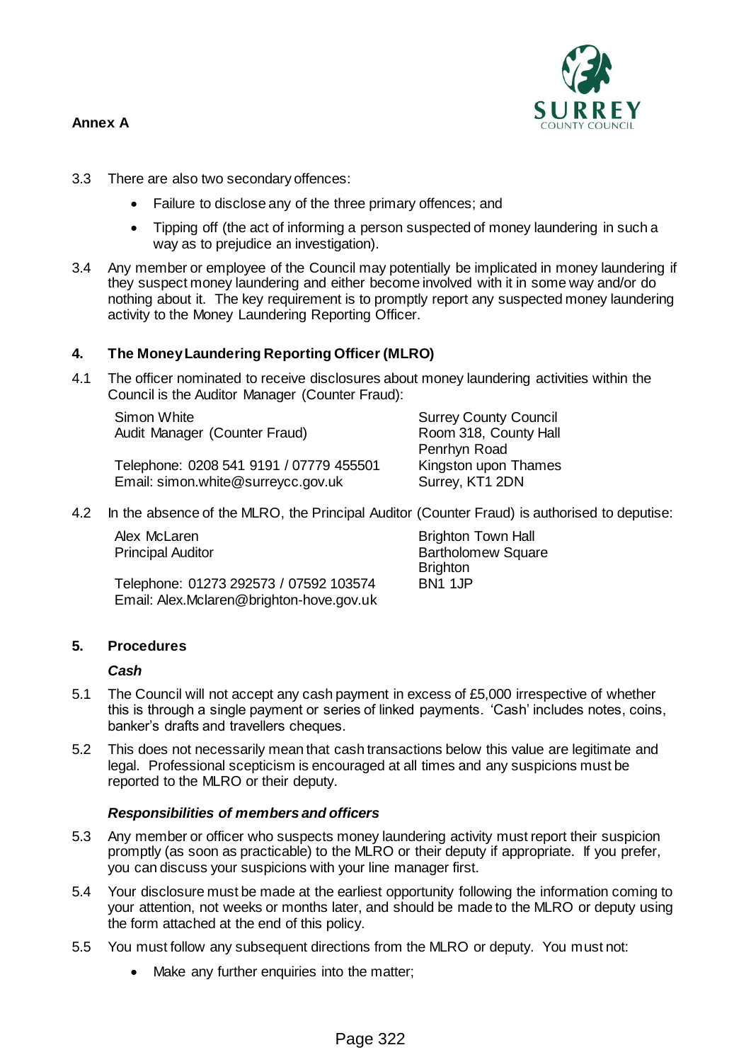**Annex A**

3.3 There are also two secondary offences:

- Failure to disclose any of the three primary offences; and
- Tipping off (the act of informing a person suspected of money laundering in such a way as to prejudice an investigation).

3.4 Any member or employee of the Council may potentially be implicated in money laundering if they suspect money laundering and either become involved with it in some way and/or do nothing about it. The key requirement is to promptly report any suspected money laundering activity to the Money Laundering Reporting Officer.

## 4. The Money Laundering Reporting Officer (MLRO)

4.1 The officer nominated to receive disclosures about money laundering activities within the Council is the Auditor Manager (Counter Fraud):

Simon White
Audit Manager (Counter Fraud)

Telephone: 0208 541 9191 / 07779 455501
Email: simon.white@surreycc.gov.uk

Surrey County Council
Room 318, County Hall
Penrhyn Road
Kingston upon Thames
Surrey, KT1 2DN

4.2 In the absence of the MLRO, the Principal Auditor (Counter Fraud) is authorised to deputise:

Alex McLaren
Principal Auditor

Telephone: 01273 292573 / 07592 103574
Email: Alex.Mclaren@brighton-hove.gov.uk

Brighton Town Hall
Bartholomew Square
Brighton
BN1 1JP

## 5. Procedures

***Cash***

5.1 The Council will not accept any cash payment in excess of £5,000 irrespective of whether this is through a single payment or series of linked payments. 'Cash' includes notes, coins, banker's drafts and travellers cheques.

5.2 This does not necessarily mean that cash transactions below this value are legitimate and legal. Professional scepticism is encouraged at all times and any suspicions must be reported to the MLRO or their deputy.

***Responsibilities of members and officers***

5.3 Any member or officer who suspects money laundering activity must report their suspicion promptly (as soon as practicable) to the MLRO or their deputy if appropriate. If you prefer, you can discuss your suspicions with your line manager first.

5.4 Your disclosure must be made at the earliest opportunity following the information coming to your attention, not weeks or months later, and should be made to the MLRO or deputy using the form attached at the end of this policy.

5.5 You must follow any subsequent directions from the MLRO or deputy. You must not:

- Make any further enquiries into the matter;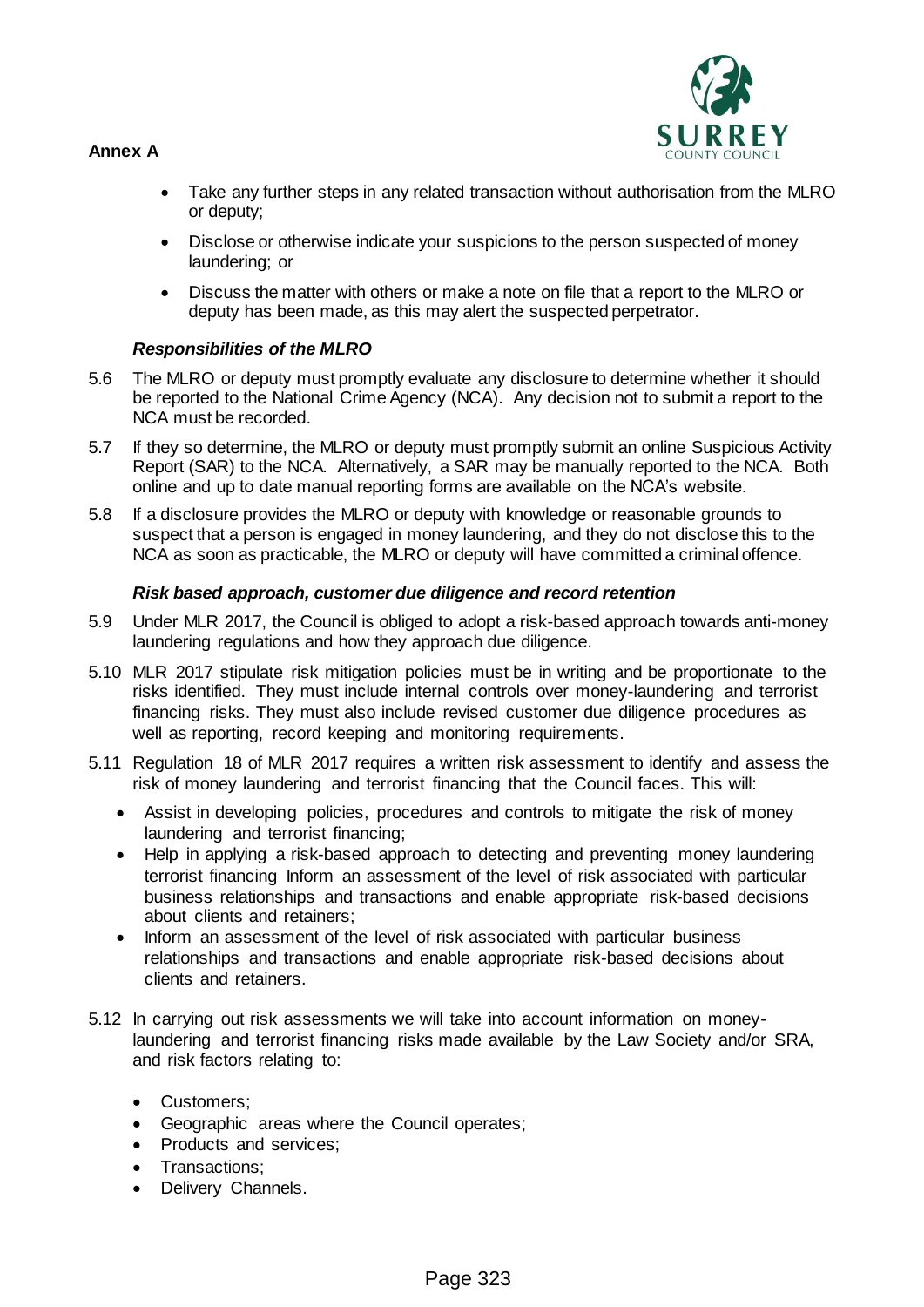**Annex A**

- Take any further steps in any related transaction without authorisation from the MLRO or deputy;
- Disclose or otherwise indicate your suspicions to the person suspected of money laundering; or
- Discuss the matter with others or make a note on file that a report to the MLRO or deputy has been made, as this may alert the suspected perpetrator.

***Responsibilities of the MLRO***

5.6 The MLRO or deputy must promptly evaluate any disclosure to determine whether it should be reported to the National Crime Agency (NCA). Any decision not to submit a report to the NCA must be recorded.

5.7 If they so determine, the MLRO or deputy must promptly submit an online Suspicious Activity Report (SAR) to the NCA. Alternatively, a SAR may be manually reported to the NCA. Both online and up to date manual reporting forms are available on the NCA's website.

5.8 If a disclosure provides the MLRO or deputy with knowledge or reasonable grounds to suspect that a person is engaged in money laundering, and they do not disclose this to the NCA as soon as practicable, the MLRO or deputy will have committed a criminal offence.

***Risk based approach, customer due diligence and record retention***

5.9 Under MLR 2017, the Council is obliged to adopt a risk-based approach towards anti-money laundering regulations and how they approach due diligence.

5.10 MLR 2017 stipulate risk mitigation policies must be in writing and be proportionate to the risks identified. They must include internal controls over money-laundering and terrorist financing risks. They must also include revised customer due diligence procedures as well as reporting, record keeping and monitoring requirements.

5.11 Regulation 18 of MLR 2017 requires a written risk assessment to identify and assess the risk of money laundering and terrorist financing that the Council faces. This will:

- Assist in developing policies, procedures and controls to mitigate the risk of money laundering and terrorist financing;
- Help in applying a risk-based approach to detecting and preventing money laundering terrorist financing Inform an assessment of the level of risk associated with particular business relationships and transactions and enable appropriate risk-based decisions about clients and retainers;
- Inform an assessment of the level of risk associated with particular business relationships and transactions and enable appropriate risk-based decisions about clients and retainers.

5.12 In carrying out risk assessments we will take into account information on money-laundering and terrorist financing risks made available by the Law Society and/or SRA, and risk factors relating to:

- Customers;
- Geographic areas where the Council operates;
- Products and services;
- Transactions;
- Delivery Channels.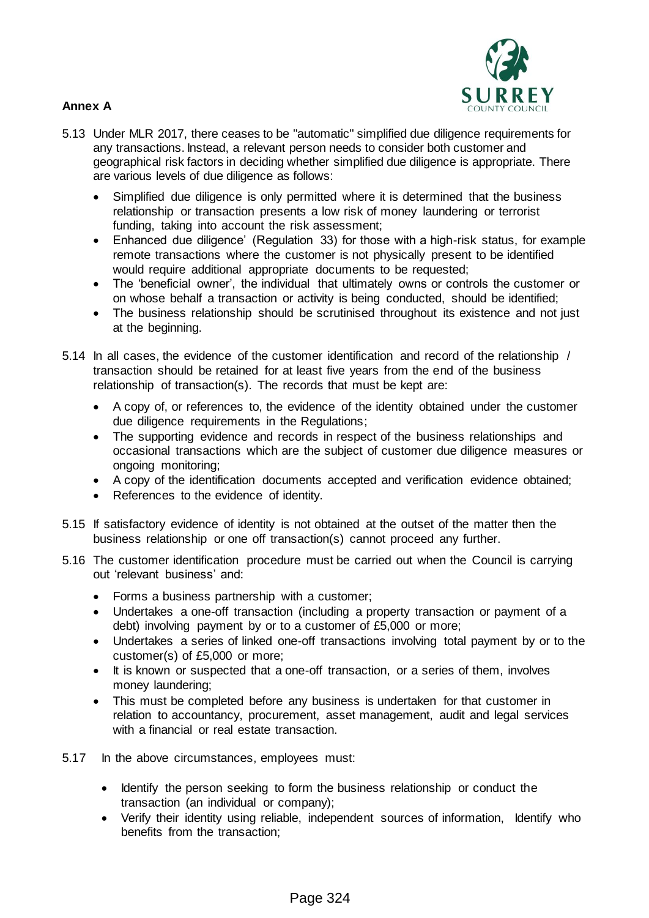**Annex A**

5.13 Under MLR 2017, there ceases to be "automatic" simplified due diligence requirements for any transactions. Instead, a relevant person needs to consider both customer and geographical risk factors in deciding whether simplified due diligence is appropriate. There are various levels of due diligence as follows:

- Simplified due diligence is only permitted where it is determined that the business relationship or transaction presents a low risk of money laundering or terrorist funding, taking into account the risk assessment;
- Enhanced due diligence' (Regulation 33) for those with a high-risk status, for example remote transactions where the customer is not physically present to be identified would require additional appropriate documents to be requested;
- The 'beneficial owner', the individual that ultimately owns or controls the customer or on whose behalf a transaction or activity is being conducted, should be identified;
- The business relationship should be scrutinised throughout its existence and not just at the beginning.

5.14 In all cases, the evidence of the customer identification and record of the relationship / transaction should be retained for at least five years from the end of the business relationship of transaction(s). The records that must be kept are:

- A copy of, or references to, the evidence of the identity obtained under the customer due diligence requirements in the Regulations;
- The supporting evidence and records in respect of the business relationships and occasional transactions which are the subject of customer due diligence measures or ongoing monitoring;
- A copy of the identification documents accepted and verification evidence obtained;
- References to the evidence of identity.

5.15 If satisfactory evidence of identity is not obtained at the outset of the matter then the business relationship or one off transaction(s) cannot proceed any further.

5.16 The customer identification procedure must be carried out when the Council is carrying out 'relevant business' and:

- Forms a business partnership with a customer;
- Undertakes a one-off transaction (including a property transaction or payment of a debt) involving payment by or to a customer of £5,000 or more;
- Undertakes a series of linked one-off transactions involving total payment by or to the customer(s) of £5,000 or more;
- It is known or suspected that a one-off transaction, or a series of them, involves money laundering;
- This must be completed before any business is undertaken for that customer in relation to accountancy, procurement, asset management, audit and legal services with a financial or real estate transaction.

5.17 In the above circumstances, employees must:

- Identify the person seeking to form the business relationship or conduct the transaction (an individual or company);
- Verify their identity using reliable, independent sources of information, Identify who benefits from the transaction;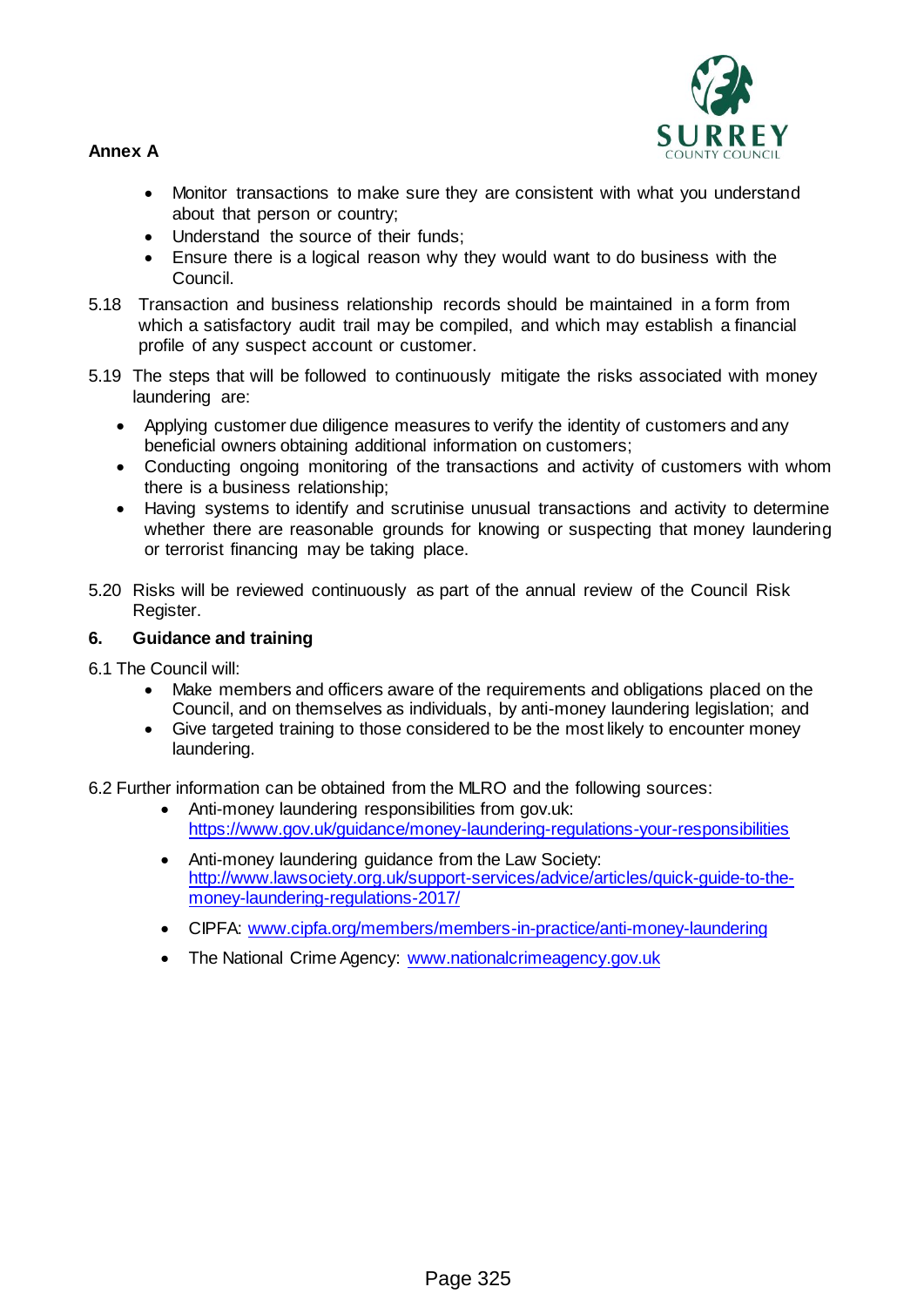- Monitor transactions to make sure they are consistent with what you understand about that person or country;
- Understand the source of their funds;
- Ensure there is a logical reason why they would want to do business with the Council.

5.18 Transaction and business relationship records should be maintained in a form from which a satisfactory audit trail may be compiled, and which may establish a financial profile of any suspect account or customer.

5.19 The steps that will be followed to continuously mitigate the risks associated with money laundering are:

- Applying customer due diligence measures to verify the identity of customers and any beneficial owners obtaining additional information on customers;
- Conducting ongoing monitoring of the transactions and activity of customers with whom there is a business relationship;
- Having systems to identify and scrutinise unusual transactions and activity to determine whether there are reasonable grounds for knowing or suspecting that money laundering or terrorist financing may be taking place.

5.20 Risks will be reviewed continuously as part of the annual review of the Council Risk Register.

## 6. Guidance and training

6.1 The Council will:

- Make members and officers aware of the requirements and obligations placed on the Council, and on themselves as individuals, by anti-money laundering legislation; and
- Give targeted training to those considered to be the most likely to encounter money laundering.

6.2 Further information can be obtained from the MLRO and the following sources:

- Anti-money laundering responsibilities from gov.uk: https://www.gov.uk/guidance/money-laundering-regulations-your-responsibilities
- Anti-money laundering guidance from the Law Society: http://www.lawsociety.org.uk/support-services/advice/articles/quick-guide-to-the-money-laundering-regulations-2017/
- CIPFA: www.cipfa.org/members/members-in-practice/anti-money-laundering
- The National Crime Agency: www.nationalcrimeagency.gov.uk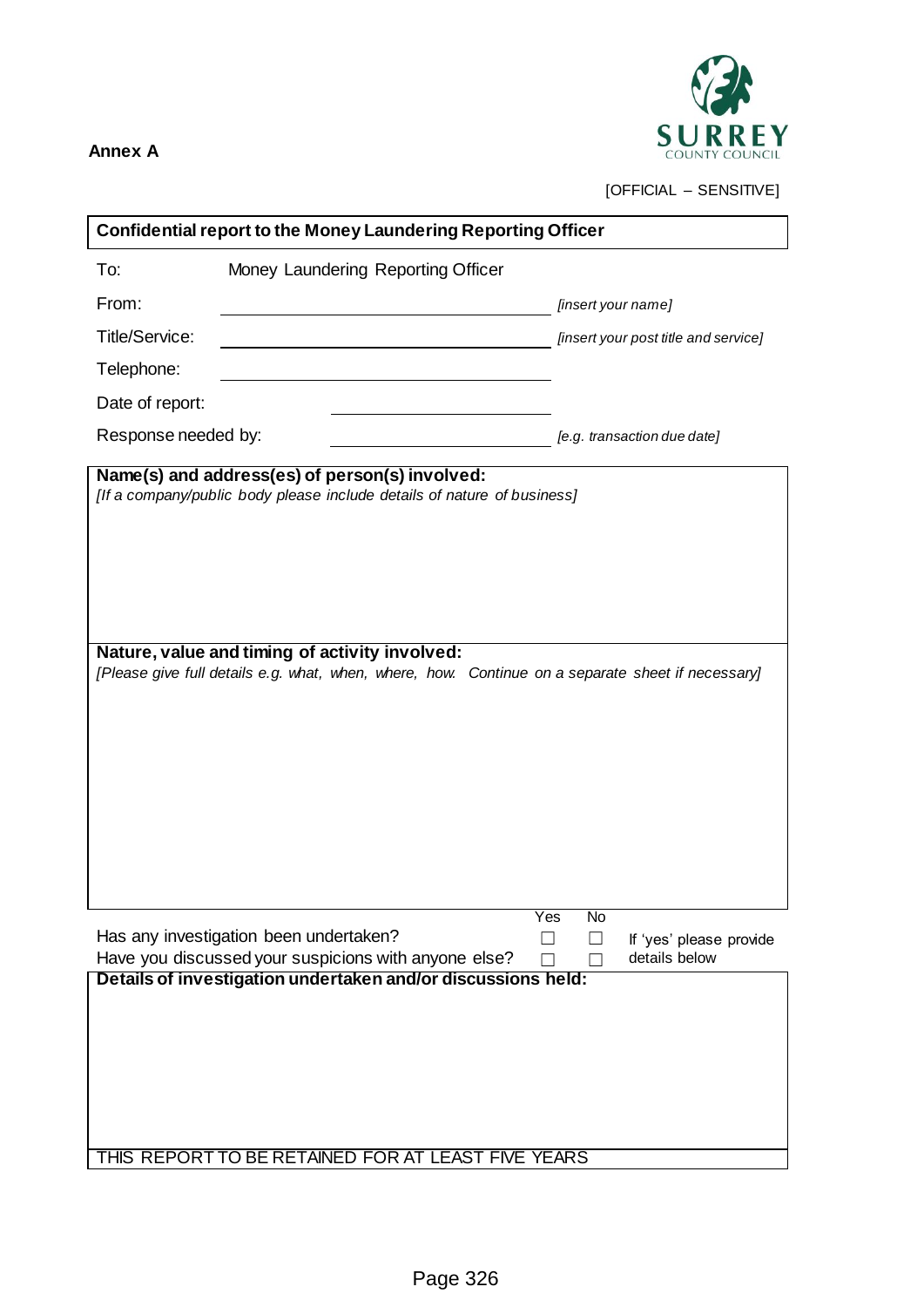**Annex A**

[OFFICIAL – SENSITIVE]

**Confidential report to the Money Laundering Reporting Officer**

| | | |
|---|---|---|
| To: | Money Laundering Reporting Officer | |
| From: | | *[insert your name]* |
| Title/Service: | | *[insert your post title and service]* |
| Telephone: | | |
| Date of report: | | |
| Response needed by: | | *[e.g. transaction due date]* |

**Name(s) and address(es) of person(s) involved:**

*[If a company/public body please include details of nature of business]*

**Nature, value and timing of activity involved:**

*[Please give full details e.g. what, when, where, how. Continue on a separate sheet if necessary]*

| | Yes | No | |
|---|---|---|---|
| Has any investigation been undertaken? | ☐ | ☐ | If 'yes' please provide details below |
| Have you discussed your suspicions with anyone else? | ☐ | ☐ | |

**Details of investigation undertaken and/or discussions held:**

THIS REPORT TO BE RETAINED FOR AT LEAST FIVE YEARS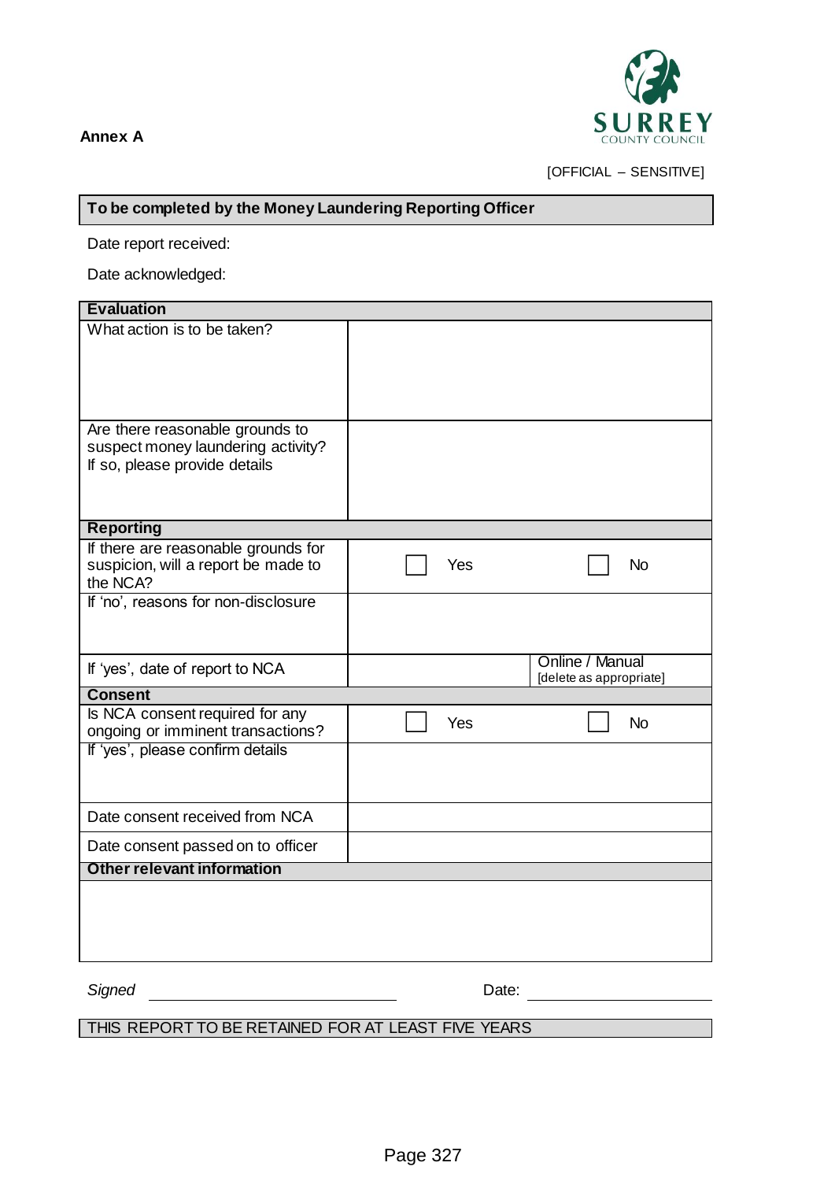**Annex A**

SURREY COUNTY COUNCIL

[OFFICIAL – SENSITIVE]

| To be completed by the Money Laundering Reporting Officer |
|---|

Date report received:

Date acknowledged:

| Evaluation | | |
|---|---|---|
| What action is to be taken? | | |
| Are there reasonable grounds to suspect money laundering activity? If so, please provide details | | |
| **Reporting** | | |
| If there are reasonable grounds for suspicion, will a report be made to the NCA? | ☐ Yes | ☐ No |
| If 'no', reasons for non-disclosure | | |
| If 'yes', date of report to NCA | | Online / Manual [delete as appropriate] |
| **Consent** | | |
| Is NCA consent required for any ongoing or imminent transactions? | ☐ Yes | ☐ No |
| If 'yes', please confirm details | | |
| Date consent received from NCA | | |
| Date consent passed on to officer | | |
| **Other relevant information** | | |
| | | |

*Signed* ______________________ Date: ______________

| THIS REPORT TO BE RETAINED FOR AT LEAST FIVE YEARS |
|---|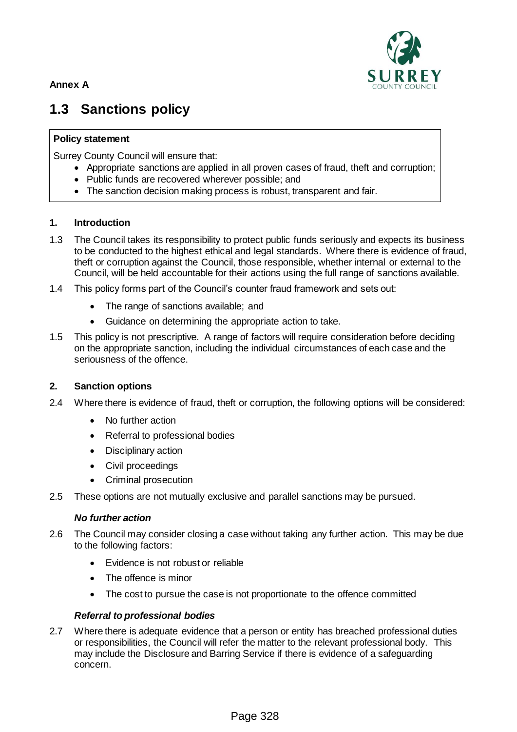**Annex A**

# 1.3 Sanctions policy

> **Policy statement**
>
> Surrey County Council will ensure that:
>
> - Appropriate sanctions are applied in all proven cases of fraud, theft and corruption;
> - Public funds are recovered wherever possible; and
> - The sanction decision making process is robust, transparent and fair.

### 1. Introduction

1.3 The Council takes its responsibility to protect public funds seriously and expects its business to be conducted to the highest ethical and legal standards. Where there is evidence of fraud, theft or corruption against the Council, those responsible, whether internal or external to the Council, will be held accountable for their actions using the full range of sanctions available.

1.4 This policy forms part of the Council's counter fraud framework and sets out:

- The range of sanctions available; and
- Guidance on determining the appropriate action to take.

1.5 This policy is not prescriptive. A range of factors will require consideration before deciding on the appropriate sanction, including the individual circumstances of each case and the seriousness of the offence.

### 2. Sanction options

2.4 Where there is evidence of fraud, theft or corruption, the following options will be considered:

- No further action
- Referral to professional bodies
- Disciplinary action
- Civil proceedings
- Criminal prosecution

2.5 These options are not mutually exclusive and parallel sanctions may be pursued.

#### *No further action*

2.6 The Council may consider closing a case without taking any further action. This may be due to the following factors:

- Evidence is not robust or reliable
- The offence is minor
- The cost to pursue the case is not proportionate to the offence committed

#### *Referral to professional bodies*

2.7 Where there is adequate evidence that a person or entity has breached professional duties or responsibilities, the Council will refer the matter to the relevant professional body. This may include the Disclosure and Barring Service if there is evidence of a safeguarding concern.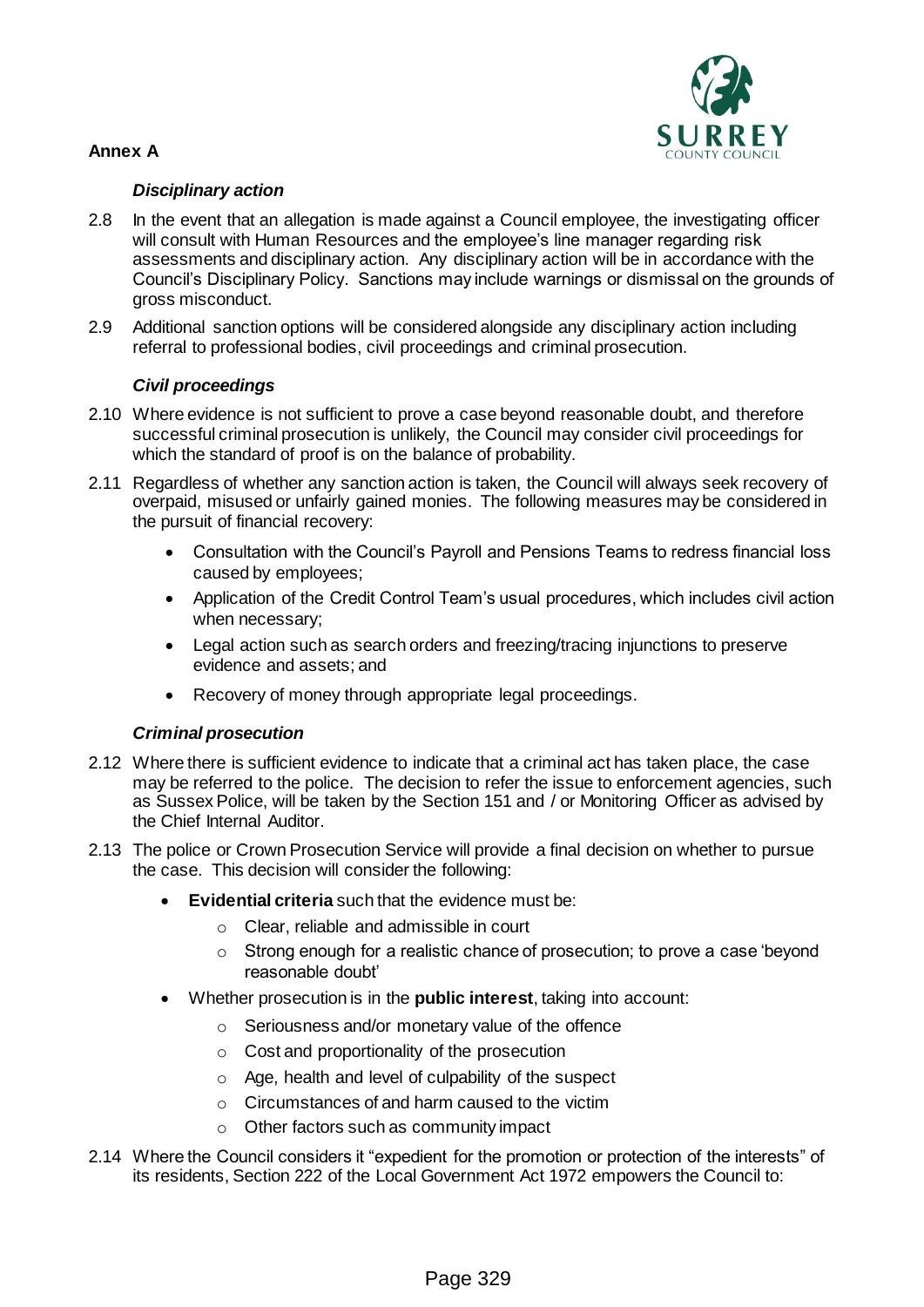**Annex A**

***Disciplinary action***

2.8 In the event that an allegation is made against a Council employee, the investigating officer will consult with Human Resources and the employee's line manager regarding risk assessments and disciplinary action. Any disciplinary action will be in accordance with the Council's Disciplinary Policy. Sanctions may include warnings or dismissal on the grounds of gross misconduct.

2.9 Additional sanction options will be considered alongside any disciplinary action including referral to professional bodies, civil proceedings and criminal prosecution.

***Civil proceedings***

2.10 Where evidence is not sufficient to prove a case beyond reasonable doubt, and therefore successful criminal prosecution is unlikely, the Council may consider civil proceedings for which the standard of proof is on the balance of probability.

2.11 Regardless of whether any sanction action is taken, the Council will always seek recovery of overpaid, misused or unfairly gained monies. The following measures may be considered in the pursuit of financial recovery:

- Consultation with the Council's Payroll and Pensions Teams to redress financial loss caused by employees;
- Application of the Credit Control Team's usual procedures, which includes civil action when necessary;
- Legal action such as search orders and freezing/tracing injunctions to preserve evidence and assets; and
- Recovery of money through appropriate legal proceedings.

***Criminal prosecution***

2.12 Where there is sufficient evidence to indicate that a criminal act has taken place, the case may be referred to the police. The decision to refer the issue to enforcement agencies, such as Sussex Police, will be taken by the Section 151 and / or Monitoring Officer as advised by the Chief Internal Auditor.

2.13 The police or Crown Prosecution Service will provide a final decision on whether to pursue the case. This decision will consider the following:

- **Evidential criteria** such that the evidence must be:
  - Clear, reliable and admissible in court
  - Strong enough for a realistic chance of prosecution; to prove a case 'beyond reasonable doubt'
- Whether prosecution is in the **public interest**, taking into account:
  - Seriousness and/or monetary value of the offence
  - Cost and proportionality of the prosecution
  - Age, health and level of culpability of the suspect
  - Circumstances of and harm caused to the victim
  - Other factors such as community impact

2.14 Where the Council considers it "expedient for the promotion or protection of the interests" of its residents, Section 222 of the Local Government Act 1972 empowers the Council to: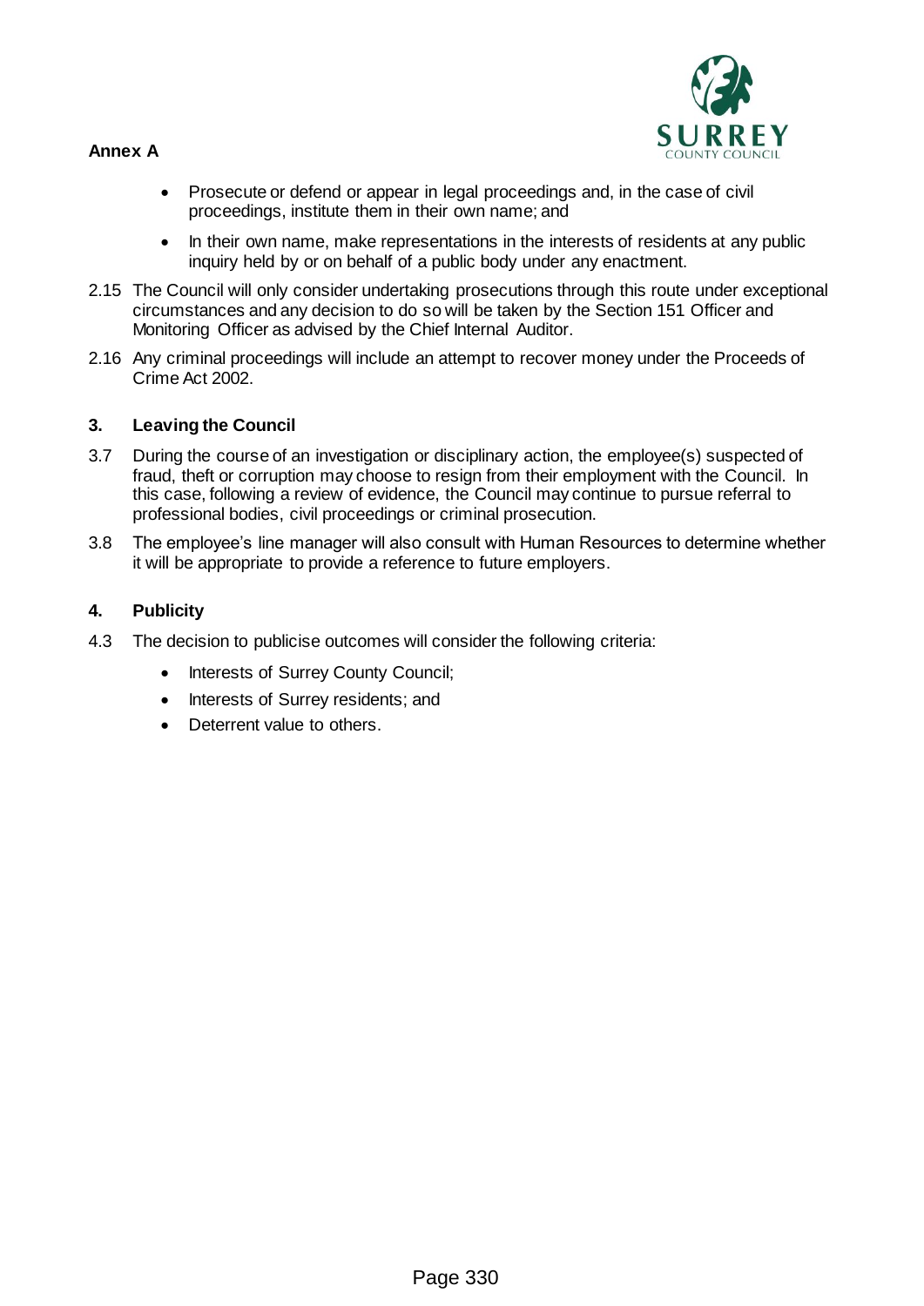**Annex A**

- Prosecute or defend or appear in legal proceedings and, in the case of civil proceedings, institute them in their own name; and
- In their own name, make representations in the interests of residents at any public inquiry held by or on behalf of a public body under any enactment.

2.15 The Council will only consider undertaking prosecutions through this route under exceptional circumstances and any decision to do so will be taken by the Section 151 Officer and Monitoring Officer as advised by the Chief Internal Auditor.

2.16 Any criminal proceedings will include an attempt to recover money under the Proceeds of Crime Act 2002.

### 3. Leaving the Council

3.7 During the course of an investigation or disciplinary action, the employee(s) suspected of fraud, theft or corruption may choose to resign from their employment with the Council. In this case, following a review of evidence, the Council may continue to pursue referral to professional bodies, civil proceedings or criminal prosecution.

3.8 The employee's line manager will also consult with Human Resources to determine whether it will be appropriate to provide a reference to future employers.

### 4. Publicity

4.3 The decision to publicise outcomes will consider the following criteria:

- Interests of Surrey County Council;
- Interests of Surrey residents; and
- Deterrent value to others.